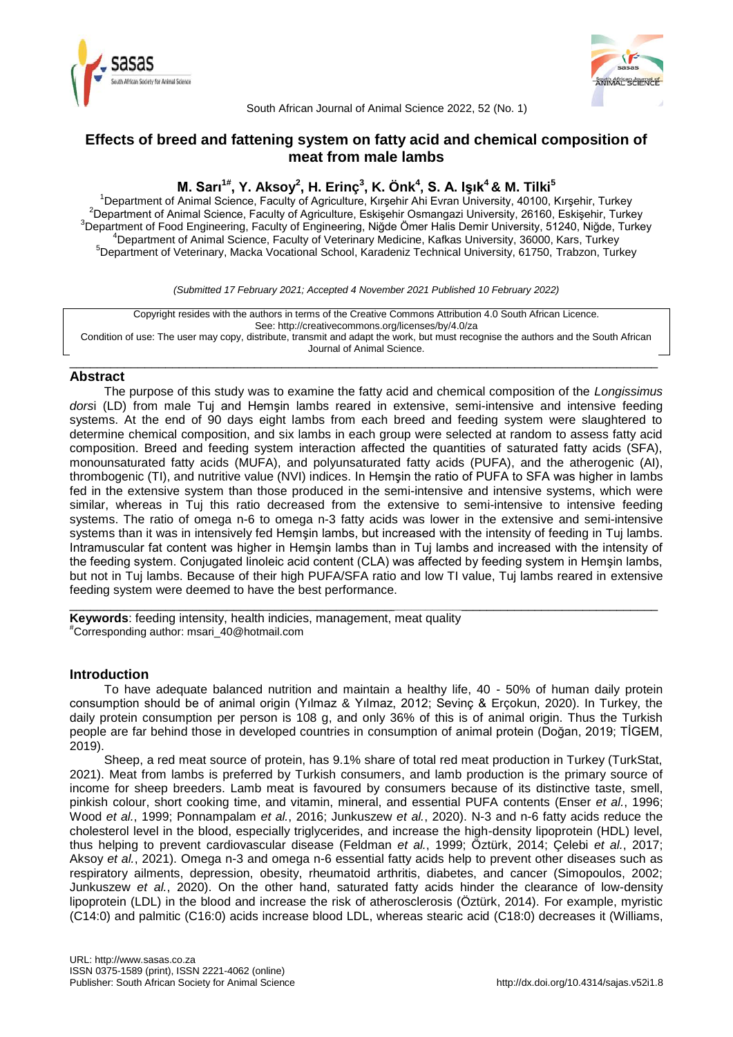# Effects of breed and fattening system on fatty acid and chemical composition of meat from male lambs

**M. Sarı[1#], Y. Aksoy[2], H. Erinç[3], K. Önk[4], S. A. Işık[4] & M. Tilki[5]**

[1]Department of Animal Science, Faculty of Agriculture, Kırşehir Ahi Evran University, 40100, Kırşehir, Turkey
[2]Department of Animal Science, Faculty of Agriculture, Eskişehir Osmangazi University, 26160, Eskişehir, Turkey
[3]Department of Food Engineering, Faculty of Engineering, Niğde Ömer Halis Demir University, 51240, Niğde, Turkey
[4]Department of Animal Science, Faculty of Veterinary Medicine, Kafkas University, 36000, Kars, Turkey
[5]Department of Veterinary, Macka Vocational School, Karadeniz Technical University, 61750, Trabzon, Turkey

*(Submitted 17 February 2021; Accepted 4 November 2021 Published 10 February 2022)*

Copyright resides with the authors in terms of the Creative Commons Attribution 4.0 South African Licence.
See: http://creativecommons.org/licenses/by/4.0/za
Condition of use: The user may copy, distribute, transmit and adapt the work, but must recognise the authors and the South African Journal of Animal Science.

## Abstract

The purpose of this study was to examine the fatty acid and chemical composition of the *Longissimus dorsi* (LD) from male Tuj and Hemşin lambs reared in extensive, semi-intensive and intensive feeding systems. At the end of 90 days eight lambs from each breed and feeding system were slaughtered to determine chemical composition, and six lambs in each group were selected at random to assess fatty acid composition. Breed and feeding system interaction affected the quantities of saturated fatty acids (SFA), monounsaturated fatty acids (MUFA), and polyunsaturated fatty acids (PUFA), and the atherogenic (AI), thrombogenic (TI), and nutritive value (NVI) indices. In Hemşin the ratio of PUFA to SFA was higher in lambs fed in the extensive system than those produced in the semi-intensive and intensive systems, which were similar, whereas in Tuj this ratio decreased from the extensive to semi-intensive to intensive feeding systems. The ratio of omega n-6 to omega n-3 fatty acids was lower in the extensive and semi-intensive systems than it was in intensively fed Hemşin lambs, but increased with the intensity of feeding in Tuj lambs. Intramuscular fat content was higher in Hemşin lambs than in Tuj lambs and increased with the intensity of the feeding system. Conjugated linoleic acid content (CLA) was affected by feeding system in Hemşin lambs, but not in Tuj lambs. Because of their high PUFA/SFA ratio and low TI value, Tuj lambs reared in extensive feeding system were deemed to have the best performance.

**Keywords**: feeding intensity, health indicies, management, meat quality
[#]Corresponding author: msari_40@hotmail.com

## Introduction

To have adequate balanced nutrition and maintain a healthy life, 40 - 50% of human daily protein consumption should be of animal origin (Yılmaz & Yılmaz, 2012; Sevinç & Erçokun, 2020). In Turkey, the daily protein consumption per person is 108 g, and only 36% of this is of animal origin. Thus the Turkish people are far behind those in developed countries in consumption of animal protein (Doğan, 2019; TİGEM, 2019).

Sheep, a red meat source of protein, has 9.1% share of total red meat production in Turkey (TurkStat, 2021). Meat from lambs is preferred by Turkish consumers, and lamb production is the primary source of income for sheep breeders. Lamb meat is favoured by consumers because of its distinctive taste, smell, pinkish colour, short cooking time, and vitamin, mineral, and essential PUFA contents (Enser *et al.*, 1996; Wood *et al.*, 1999; Ponnampalam *et al.*, 2016; Junkuszew *et al.*, 2020). N-3 and n-6 fatty acids reduce the cholesterol level in the blood, especially triglycerides, and increase the high-density lipoprotein (HDL) level, thus helping to prevent cardiovascular disease (Feldman *et al.*, 1999; Öztürk, 2014; Çelebi *et al.*, 2017; Aksoy *et al.*, 2021). Omega n-3 and omega n-6 essential fatty acids help to prevent other diseases such as respiratory ailments, depression, obesity, rheumatoid arthritis, diabetes, and cancer (Simopoulos, 2002; Junkuszew *et al.*, 2020). On the other hand, saturated fatty acids hinder the clearance of low-density lipoprotein (LDL) in the blood and increase the risk of atherosclerosis (Öztürk, 2014). For example, myristic (C14:0) and palmitic (C16:0) acids increase blood LDL, whereas stearic acid (C18:0) decreases it (Williams,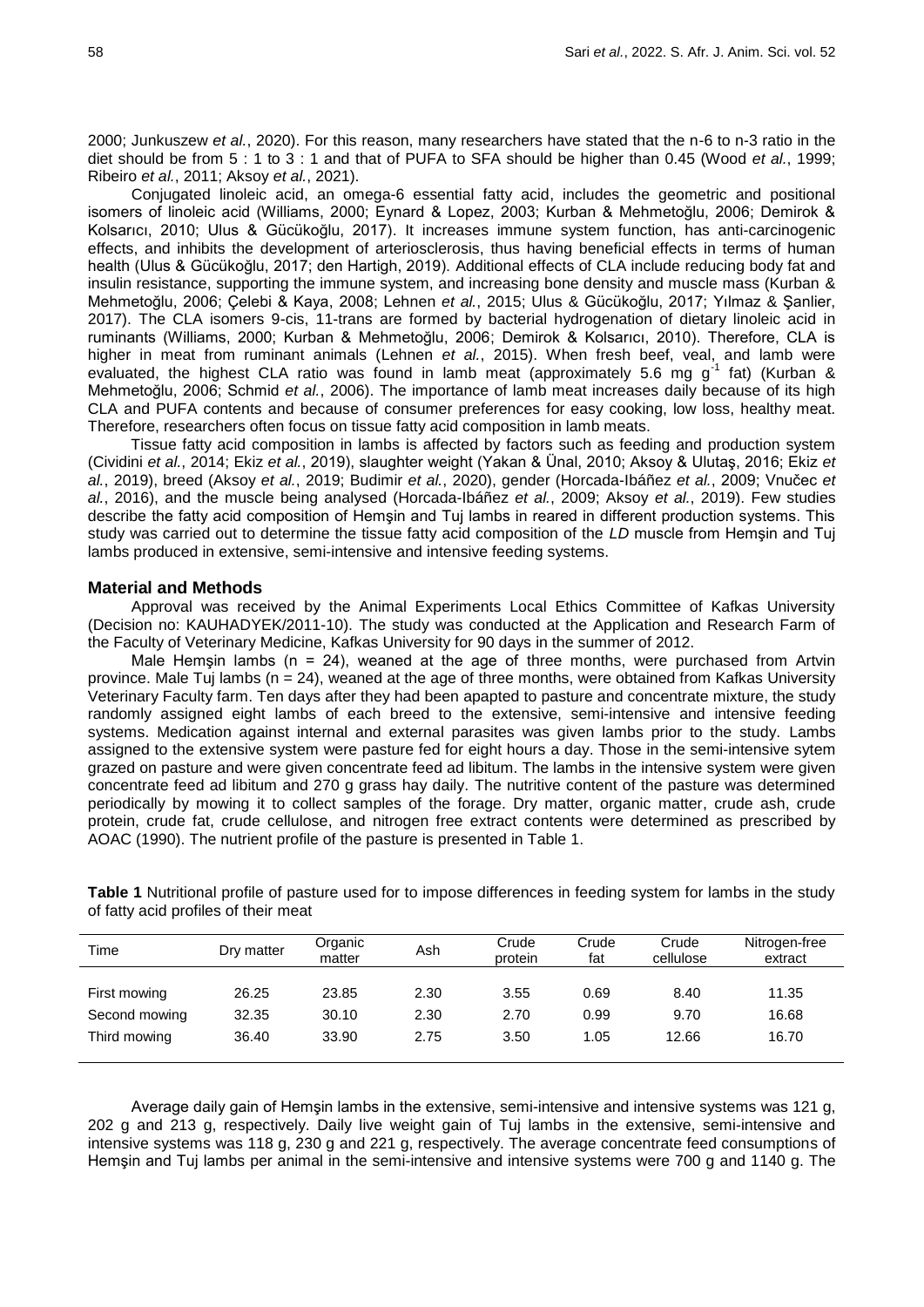2000; Junkuszew *et al.*, 2020). For this reason, many researchers have stated that the n-6 to n-3 ratio in the diet should be from 5 : 1 to 3 : 1 and that of PUFA to SFA should be higher than 0.45 (Wood *et al.*, 1999; Ribeiro *et al.*, 2011; Aksoy *et al.*, 2021).

Conjugated linoleic acid, an omega-6 essential fatty acid, includes the geometric and positional isomers of linoleic acid (Williams, 2000; Eynard & Lopez, 2003; Kurban & Mehmetoğlu, 2006; Demirok & Kolsarıcı, 2010; Ulus & Gücükoğlu, 2017). It increases immune system function, has anti-carcinogenic effects, and inhibits the development of arteriosclerosis, thus having beneficial effects in terms of human health (Ulus & Gücükoğlu, 2017; den Hartigh, 2019). Additional effects of CLA include reducing body fat and insulin resistance, supporting the immune system, and increasing bone density and muscle mass (Kurban & Mehmetoğlu, 2006; Çelebi & Kaya, 2008; Lehnen *et al.*, 2015; Ulus & Gücükoğlu, 2017; Yılmaz & Şanlier, 2017). The CLA isomers 9-cis, 11-trans are formed by bacterial hydrogenation of dietary linoleic acid in ruminants (Williams, 2000; Kurban & Mehmetoğlu, 2006; Demirok & Kolsarıcı, 2010). Therefore, CLA is higher in meat from ruminant animals (Lehnen *et al.*, 2015). When fresh beef, veal, and lamb were evaluated, the highest CLA ratio was found in lamb meat (approximately 5.6 mg $g^{-1}$ fat) (Kurban & Mehmetoğlu, 2006; Schmid *et al.*, 2006). The importance of lamb meat increases daily because of its high CLA and PUFA contents and because of consumer preferences for easy cooking, low loss, healthy meat. Therefore, researchers often focus on tissue fatty acid composition in lamb meats.

Tissue fatty acid composition in lambs is affected by factors such as feeding and production system (Cividini *et al.*, 2014; Ekiz *et al.*, 2019), slaughter weight (Yakan & Ünal, 2010; Aksoy & Ulutaş, 2016; Ekiz *et al.*, 2019), breed (Aksoy *et al.*, 2019; Budimir *et al.*, 2020), gender (Horcada-Ibáñez *et al.*, 2009; Vnučec *et al.*, 2016), and the muscle being analysed (Horcada-Ibáñez *et al.*, 2009; Aksoy *et al.*, 2019). Few studies describe the fatty acid composition of Hemşin and Tuj lambs in reared in different production systems. This study was carried out to determine the tissue fatty acid composition of the *LD* muscle from Hemşin and Tuj lambs produced in extensive, semi-intensive and intensive feeding systems.

## Material and Methods

Approval was received by the Animal Experiments Local Ethics Committee of Kafkas University (Decision no: KAUHADYEK/2011-10). The study was conducted at the Application and Research Farm of the Faculty of Veterinary Medicine, Kafkas University for 90 days in the summer of 2012.

Male Hemşin lambs (n = 24), weaned at the age of three months, were purchased from Artvin province. Male Tuj lambs (n = 24), weaned at the age of three months, were obtained from Kafkas University Veterinary Faculty farm. Ten days after they had been apapted to pasture and concentrate mixture, the study randomly assigned eight lambs of each breed to the extensive, semi-intensive and intensive feeding systems. Medication against internal and external parasites was given lambs prior to the study. Lambs assigned to the extensive system were pasture fed for eight hours a day. Those in the semi-intensive sytem grazed on pasture and were given concentrate feed ad libitum. The lambs in the intensive system were given concentrate feed ad libitum and 270 g grass hay daily. The nutritive content of the pasture was determined periodically by mowing it to collect samples of the forage. Dry matter, organic matter, crude ash, crude protein, crude fat, crude cellulose, and nitrogen free extract contents were determined as prescribed by AOAC (1990). The nutrient profile of the pasture is presented in Table 1.

**Table 1** Nutritional profile of pasture used for to impose differences in feeding system for lambs in the study of fatty acid profiles of their meat

| Time | Dry matter | Organic matter | Ash | Crude protein | Crude fat | Crude cellulose | Nitrogen-free extract |
|---|---|---|---|---|---|---|---|
| First mowing | 26.25 | 23.85 | 2.30 | 3.55 | 0.69 | 8.40 | 11.35 |
| Second mowing | 32.35 | 30.10 | 2.30 | 2.70 | 0.99 | 9.70 | 16.68 |
| Third mowing | 36.40 | 33.90 | 2.75 | 3.50 | 1.05 | 12.66 | 16.70 |

Average daily gain of Hemşin lambs in the extensive, semi-intensive and intensive systems was 121 g, 202 g and 213 g, respectively. Daily live weight gain of Tuj lambs in the extensive, semi-intensive and intensive systems was 118 g, 230 g and 221 g, respectively. The average concentrate feed consumptions of Hemşin and Tuj lambs per animal in the semi-intensive and intensive systems were 700 g and 1140 g. The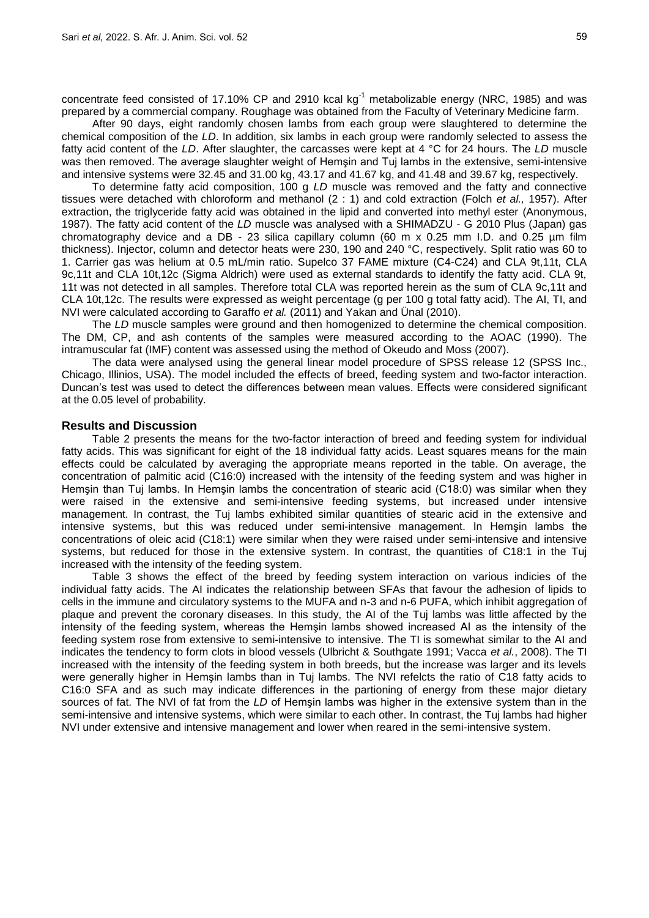concentrate feed consisted of 17.10% CP and 2910 kcal $kg^{-1}$ metabolizable energy (NRC, 1985) and was prepared by a commercial company. Roughage was obtained from the Faculty of Veterinary Medicine farm.

After 90 days, eight randomly chosen lambs from each group were slaughtered to determine the chemical composition of the *LD*. In addition, six lambs in each group were randomly selected to assess the fatty acid content of the *LD*. After slaughter, the carcasses were kept at 4 °C for 24 hours. The *LD* muscle was then removed. The average slaughter weight of Hemşin and Tuj lambs in the extensive, semi-intensive and intensive systems were 32.45 and 31.00 kg, 43.17 and 41.67 kg, and 41.48 and 39.67 kg, respectively.

To determine fatty acid composition, 100 g *LD* muscle was removed and the fatty and connective tissues were detached with chloroform and methanol (2 : 1) and cold extraction (Folch *et al.,* 1957). After extraction, the triglyceride fatty acid was obtained in the lipid and converted into methyl ester (Anonymous, 1987). The fatty acid content of the *LD* muscle was analysed with a SHIMADZU - G 2010 Plus (Japan) gas chromatography device and a DB - 23 silica capillary column (60 m x 0.25 mm I.D. and 0.25 µm film thickness). Injector, column and detector heats were 230, 190 and 240 °C, respectively. Split ratio was 60 to 1. Carrier gas was helium at 0.5 mL/min ratio. Supelco 37 FAME mixture (C4-C24) and CLA 9t,11t, CLA 9c,11t and CLA 10t,12c (Sigma Aldrich) were used as external standards to identify the fatty acid. CLA 9t, 11t was not detected in all samples. Therefore total CLA was reported herein as the sum of CLA 9c,11t and CLA 10t,12c. The results were expressed as weight percentage (g per 100 g total fatty acid). The AI, TI, and NVI were calculated according to Garaffo *et al.* (2011) and Yakan and Ünal (2010).

The *LD* muscle samples were ground and then homogenized to determine the chemical composition. The DM, CP, and ash contents of the samples were measured according to the AOAC (1990). The intramuscular fat (IMF) content was assessed using the method of Okeudo and Moss (2007).

The data were analysed using the general linear model procedure of SPSS release 12 (SPSS Inc., Chicago, Illinios, USA). The model included the effects of breed, feeding system and two-factor interaction. Duncan's test was used to detect the differences between mean values. Effects were considered significant at the 0.05 level of probability.

## Results and Discussion

Table 2 presents the means for the two-factor interaction of breed and feeding system for individual fatty acids. This was significant for eight of the 18 individual fatty acids. Least squares means for the main effects could be calculated by averaging the appropriate means reported in the table. On average, the concentration of palmitic acid (C16:0) increased with the intensity of the feeding system and was higher in Hemşin than Tuj lambs. In Hemşin lambs the concentration of stearic acid (C18:0) was similar when they were raised in the extensive and semi-intensive feeding systems, but increased under intensive management. In contrast, the Tuj lambs exhibited similar quantities of stearic acid in the extensive and intensive systems, but this was reduced under semi-intensive management. In Hemşin lambs the concentrations of oleic acid (C18:1) were similar when they were raised under semi-intensive and intensive systems, but reduced for those in the extensive system. In contrast, the quantities of C18:1 in the Tuj increased with the intensity of the feeding system.

Table 3 shows the effect of the breed by feeding system interaction on various indicies of the individual fatty acids. The AI indicates the relationship between SFAs that favour the adhesion of lipids to cells in the immune and circulatory systems to the MUFA and n-3 and n-6 PUFA, which inhibit aggregation of plaque and prevent the coronary diseases. In this study, the AI of the Tuj lambs was little affected by the intensity of the feeding system, whereas the Hemşin lambs showed increased AI as the intensity of the feeding system rose from extensive to semi-intensive to intensive. The TI is somewhat similar to the AI and indicates the tendency to form clots in blood vessels (Ulbricht & Southgate 1991; Vacca *et al.*, 2008). The TI increased with the intensity of the feeding system in both breeds, but the increase was larger and its levels were generally higher in Hemşin lambs than in Tuj lambs. The NVI refelcts the ratio of C18 fatty acids to C16:0 SFA and as such may indicate differences in the partioning of energy from these major dietary sources of fat. The NVI of fat from the *LD* of Hemşin lambs was higher in the extensive system than in the semi-intensive and intensive systems, which were similar to each other. In contrast, the Tuj lambs had higher NVI under extensive and intensive management and lower when reared in the semi-intensive system.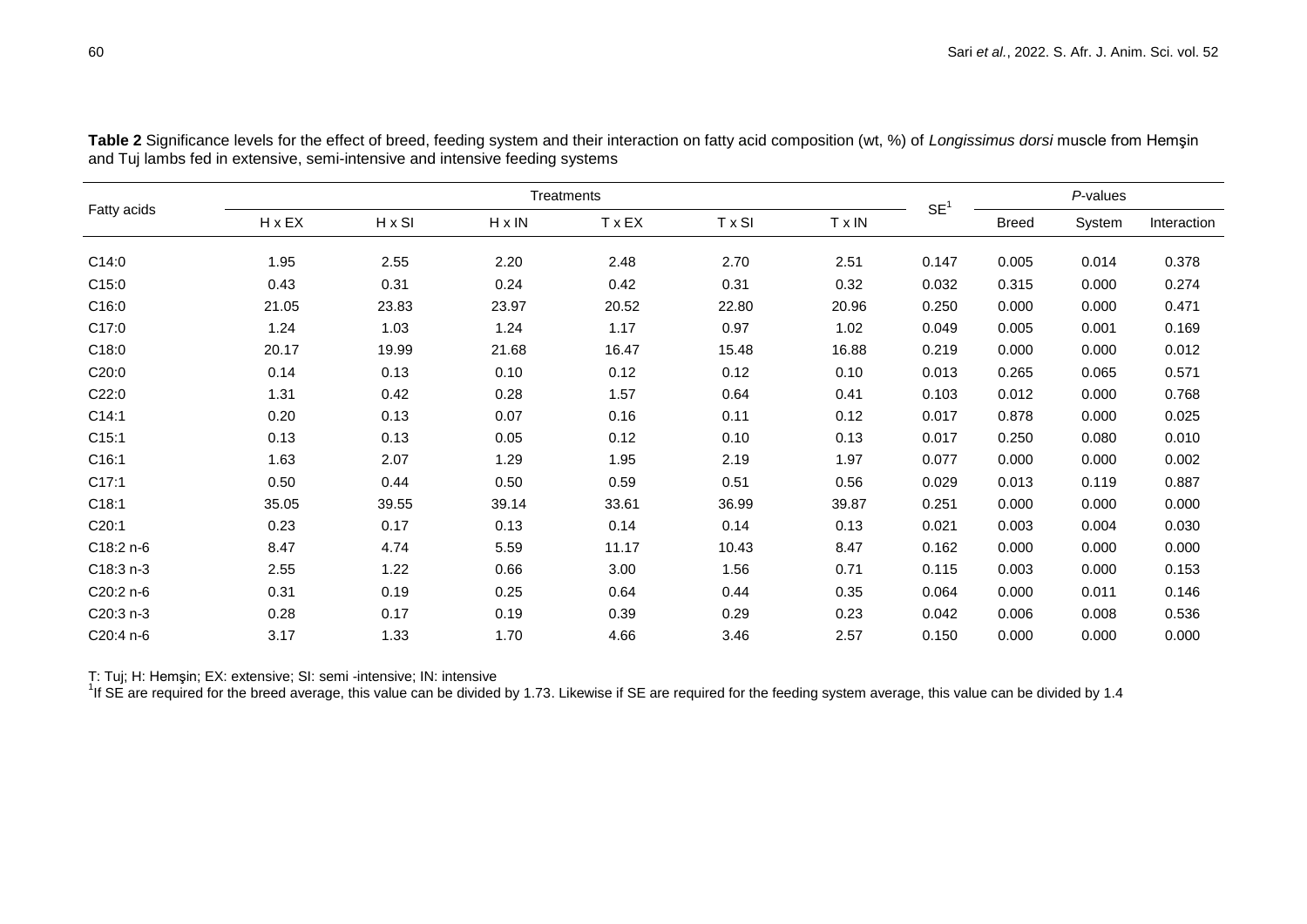**Table 2** Significance levels for the effect of breed, feeding system and their interaction on fatty acid composition (wt, %) of *Longissimus dorsi* muscle from Hemşin and Tuj lambs fed in extensive, semi-intensive and intensive feeding systems

| Fatty acids | Treatments | | | | | | SE[1] | *P*-values | | |
|---|---|---|---|---|---|---|---|---|---|---|
| | H x EX | H x SI | H x IN | T x EX | T x SI | T x IN | | Breed | System | Interaction |
| C14:0 | 1.95 | 2.55 | 2.20 | 2.48 | 2.70 | 2.51 | 0.147 | 0.005 | 0.014 | 0.378 |
| C15:0 | 0.43 | 0.31 | 0.24 | 0.42 | 0.31 | 0.32 | 0.032 | 0.315 | 0.000 | 0.274 |
| C16:0 | 21.05 | 23.83 | 23.97 | 20.52 | 22.80 | 20.96 | 0.250 | 0.000 | 0.000 | 0.471 |
| C17:0 | 1.24 | 1.03 | 1.24 | 1.17 | 0.97 | 1.02 | 0.049 | 0.005 | 0.001 | 0.169 |
| C18:0 | 20.17 | 19.99 | 21.68 | 16.47 | 15.48 | 16.88 | 0.219 | 0.000 | 0.000 | 0.012 |
| C20:0 | 0.14 | 0.13 | 0.10 | 0.12 | 0.12 | 0.10 | 0.013 | 0.265 | 0.065 | 0.571 |
| C22:0 | 1.31 | 0.42 | 0.28 | 1.57 | 0.64 | 0.41 | 0.103 | 0.012 | 0.000 | 0.768 |
| C14:1 | 0.20 | 0.13 | 0.07 | 0.16 | 0.11 | 0.12 | 0.017 | 0.878 | 0.000 | 0.025 |
| C15:1 | 0.13 | 0.13 | 0.05 | 0.12 | 0.10 | 0.13 | 0.017 | 0.250 | 0.080 | 0.010 |
| C16:1 | 1.63 | 2.07 | 1.29 | 1.95 | 2.19 | 1.97 | 0.077 | 0.000 | 0.000 | 0.002 |
| C17:1 | 0.50 | 0.44 | 0.50 | 0.59 | 0.51 | 0.56 | 0.029 | 0.013 | 0.119 | 0.887 |
| C18:1 | 35.05 | 39.55 | 39.14 | 33.61 | 36.99 | 39.87 | 0.251 | 0.000 | 0.000 | 0.000 |
| C20:1 | 0.23 | 0.17 | 0.13 | 0.14 | 0.14 | 0.13 | 0.021 | 0.003 | 0.004 | 0.030 |
| C18:2 n-6 | 8.47 | 4.74 | 5.59 | 11.17 | 10.43 | 8.47 | 0.162 | 0.000 | 0.000 | 0.000 |
| C18:3 n-3 | 2.55 | 1.22 | 0.66 | 3.00 | 1.56 | 0.71 | 0.115 | 0.003 | 0.000 | 0.153 |
| C20:2 n-6 | 0.31 | 0.19 | 0.25 | 0.64 | 0.44 | 0.35 | 0.064 | 0.000 | 0.011 | 0.146 |
| C20:3 n-3 | 0.28 | 0.17 | 0.19 | 0.39 | 0.29 | 0.23 | 0.042 | 0.006 | 0.008 | 0.536 |
| C20:4 n-6 | 3.17 | 1.33 | 1.70 | 4.66 | 3.46 | 2.57 | 0.150 | 0.000 | 0.000 | 0.000 |

T: Tuj; H: Hemşin; EX: extensive; SI: semi -intensive; IN: intensive

[1]If SE are required for the breed average, this value can be divided by 1.73. Likewise if SE are required for the feeding system average, this value can be divided by 1.4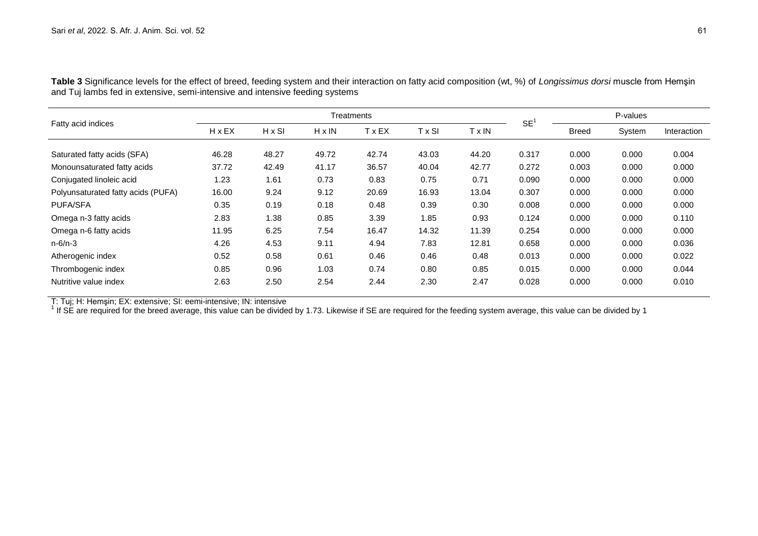**Table 3** Significance levels for the effect of breed, feeding system and their interaction on fatty acid composition (wt, %) of *Longissimus dorsi* muscle from Hemşin and Tuj lambs fed in extensive, semi-intensive and intensive feeding systems

| Fatty acid indices | Treatments | | | | | | SE[1] | P-values | | |
|---|---|---|---|---|---|---|---|---|---|---|
| | H x EX | H x SI | H x IN | T x EX | T x SI | T x IN | | Breed | System | Interaction |
| Saturated fatty acids (SFA) | 46.28 | 48.27 | 49.72 | 42.74 | 43.03 | 44.20 | 0.317 | 0.000 | 0.000 | 0.004 |
| Monounsaturated fatty acids | 37.72 | 42.49 | 41.17 | 36.57 | 40.04 | 42.77 | 0.272 | 0.003 | 0.000 | 0.000 |
| Conjugated linoleic acid | 1.23 | 1.61 | 0.73 | 0.83 | 0.75 | 0.71 | 0.090 | 0.000 | 0.000 | 0.000 |
| Polyunsaturated fatty acids (PUFA) | 16.00 | 9.24 | 9.12 | 20.69 | 16.93 | 13.04 | 0.307 | 0.000 | 0.000 | 0.000 |
| PUFA/SFA | 0.35 | 0.19 | 0.18 | 0.48 | 0.39 | 0.30 | 0.008 | 0.000 | 0.000 | 0.000 |
| Omega n-3 fatty acids | 2.83 | 1.38 | 0.85 | 3.39 | 1.85 | 0.93 | 0.124 | 0.000 | 0.000 | 0.110 |
| Omega n-6 fatty acids | 11.95 | 6.25 | 7.54 | 16.47 | 14.32 | 11.39 | 0.254 | 0.000 | 0.000 | 0.000 |
| n-6/n-3 | 4.26 | 4.53 | 9.11 | 4.94 | 7.83 | 12.81 | 0.658 | 0.000 | 0.000 | 0.036 |
| Atherogenic index | 0.52 | 0.58 | 0.61 | 0.46 | 0.46 | 0.48 | 0.013 | 0.000 | 0.000 | 0.022 |
| Thrombogenic index | 0.85 | 0.96 | 1.03 | 0.74 | 0.80 | 0.85 | 0.015 | 0.000 | 0.000 | 0.044 |
| Nutritive value index | 2.63 | 2.50 | 2.54 | 2.44 | 2.30 | 2.47 | 0.028 | 0.000 | 0.000 | 0.010 |

T: Tuj; H: Hemşin; EX: extensive; SI: eemi-intensive; IN: intensive

[1] If SE are required for the breed average, this value can be divided by 1.73. Likewise if SE are required for the feeding system average, this value can be divided by 1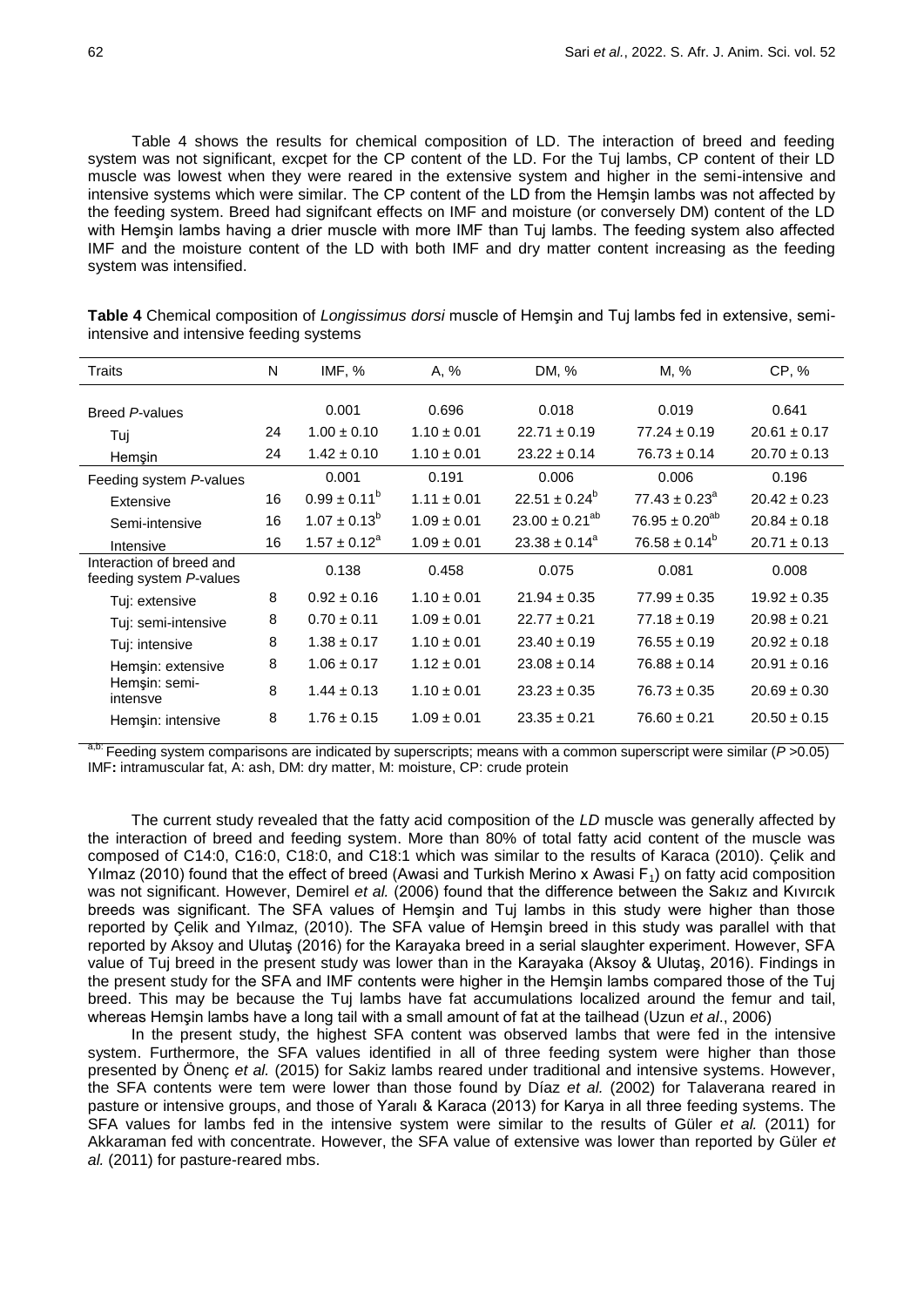Table 4 shows the results for chemical composition of LD. The interaction of breed and feeding system was not significant, excpet for the CP content of the LD. For the Tuj lambs, CP content of their LD muscle was lowest when they were reared in the extensive system and higher in the semi-intensive and intensive systems which were similar. The CP content of the LD from the Hemşin lambs was not affected by the feeding system. Breed had signifcant effects on IMF and moisture (or conversely DM) content of the LD with Hemşin lambs having a drier muscle with more IMF than Tuj lambs. The feeding system also affected IMF and the moisture content of the LD with both IMF and dry matter content increasing as the feeding system was intensified.

**Table 4** Chemical composition of *Longissimus dorsi* muscle of Hemşin and Tuj lambs fed in extensive, semi-intensive and intensive feeding systems

| Traits | N | IMF, % | A, % | DM, % | M, % | CP, % |
|---|---|---|---|---|---|---|
| Breed *P*-values | | 0.001 | 0.696 | 0.018 | 0.019 | 0.641 |
| Tuj | 24 | 1.00 ± 0.10 | 1.10 ± 0.01 | 22.71 ± 0.19 | 77.24 ± 0.19 | 20.61 ± 0.17 |
| Hemşin | 24 | 1.42 ± 0.10 | 1.10 ± 0.01 | 23.22 ± 0.14 | 76.73 ± 0.14 | 20.70 ± 0.13 |
| Feeding system *P*-values | | 0.001 | 0.191 | 0.006 | 0.006 | 0.196 |
| Extensive | 16 | 0.99 ± 0.11$^{b}$ | 1.11 ± 0.01 | 22.51 ± 0.24$^{b}$ | 77.43 ± 0.23$^{a}$ | 20.42 ± 0.23 |
| Semi-intensive | 16 | 1.07 ± 0.13$^{b}$ | 1.09 ± 0.01 | 23.00 ± 0.21$^{ab}$ | 76.95 ± 0.20$^{ab}$ | 20.84 ± 0.18 |
| Intensive | 16 | 1.57 ± 0.12$^{a}$ | 1.09 ± 0.01 | 23.38 ± 0.14$^{a}$ | 76.58 ± 0.14$^{b}$ | 20.71 ± 0.13 |
| Interaction of breed and feeding system *P*-values | | 0.138 | 0.458 | 0.075 | 0.081 | 0.008 |
| Tuj: extensive | 8 | 0.92 ± 0.16 | 1.10 ± 0.01 | 21.94 ± 0.35 | 77.99 ± 0.35 | 19.92 ± 0.35 |
| Tuj: semi-intensive | 8 | 0.70 ± 0.11 | 1.09 ± 0.01 | 22.77 ± 0.21 | 77.18 ± 0.19 | 20.98 ± 0.21 |
| Tuj: intensive | 8 | 1.38 ± 0.17 | 1.10 ± 0.01 | 23.40 ± 0.19 | 76.55 ± 0.19 | 20.92 ± 0.18 |
| Hemşin: extensive | 8 | 1.06 ± 0.17 | 1.12 ± 0.01 | 23.08 ± 0.14 | 76.88 ± 0.14 | 20.91 ± 0.16 |
| Hemşin: semi-intensve | 8 | 1.44 ± 0.13 | 1.10 ± 0.01 | 23.23 ± 0.35 | 76.73 ± 0.35 | 20.69 ± 0.30 |
| Hemşin: intensive | 8 | 1.76 ± 0.15 | 1.09 ± 0.01 | 23.35 ± 0.21 | 76.60 ± 0.21 | 20.50 ± 0.15 |

a,b: Feeding system comparisons are indicated by superscripts; means with a common superscript were similar ($P$ >0.05)
IMF**:** intramuscular fat, A: ash, DM: dry matter, M: moisture, CP: crude protein

The current study revealed that the fatty acid composition of the *LD* muscle was generally affected by the interaction of breed and feeding system. More than 80% of total fatty acid content of the muscle was composed of C14:0, C16:0, C18:0, and C18:1 which was similar to the results of Karaca (2010). Çelik and Yılmaz (2010) found that the effect of breed (Awasi and Turkish Merino x Awasi $F_1$) on fatty acid composition was not significant. However, Demirel *et al.* (2006) found that the difference between the Sakız and Kıvırcık breeds was significant. The SFA values of Hemşin and Tuj lambs in this study were higher than those reported by Çelik and Yılmaz, (2010). The SFA value of Hemşin breed in this study was parallel with that reported by Aksoy and Ulutaş (2016) for the Karayaka breed in a serial slaughter experiment. However, SFA value of Tuj breed in the present study was lower than in the Karayaka (Aksoy & Ulutaş, 2016). Findings in the present study for the SFA and IMF contents were higher in the Hemşin lambs compared those of the Tuj breed. This may be because the Tuj lambs have fat accumulations localized around the femur and tail, whereas Hemşin lambs have a long tail with a small amount of fat at the tailhead (Uzun *et al*., 2006)

In the present study, the highest SFA content was observed lambs that were fed in the intensive system. Furthermore, the SFA values identified in all of three feeding system were higher than those presented by Önenç *et al.* (2015) for Sakiz lambs reared under traditional and intensive systems. However, the SFA contents were tem were lower than those found by Díaz *et al.* (2002) for Talaverana reared in pasture or intensive groups, and those of Yaralı & Karaca (2013) for Karya in all three feeding systems. The SFA values for lambs fed in the intensive system were similar to the results of Güler *et al.* (2011) for Akkaraman fed with concentrate. However, the SFA value of extensive was lower than reported by Güler *et al.* (2011) for pasture-reared mbs.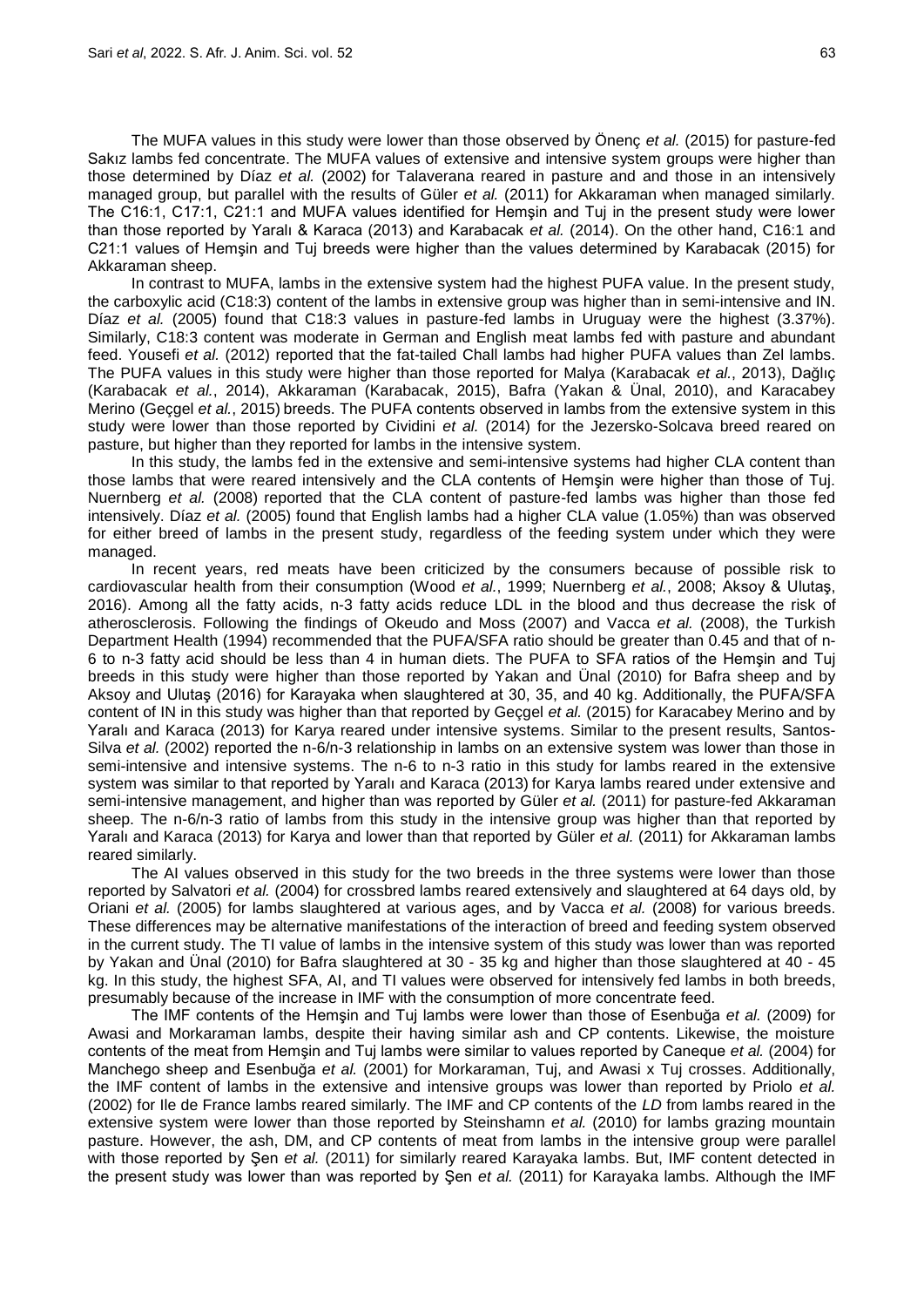The MUFA values in this study were lower than those observed by Önenç *et al.* (2015) for pasture-fed Sakız lambs fed concentrate. The MUFA values of extensive and intensive system groups were higher than those determined by Díaz *et al.* (2002) for Talaverana reared in pasture and and those in an intensively managed group, but parallel with the results of Güler *et al.* (2011) for Akkaraman when managed similarly. The C16:1, C17:1, C21:1 and MUFA values identified for Hemşin and Tuj in the present study were lower than those reported by Yaralı & Karaca (2013) and Karabacak *et al.* (2014). On the other hand, C16:1 and C21:1 values of Hemşin and Tuj breeds were higher than the values determined by Karabacak (2015) for Akkaraman sheep.

In contrast to MUFA, lambs in the extensive system had the highest PUFA value. In the present study, the carboxylic acid (C18:3) content of the lambs in extensive group was higher than in semi-intensive and IN. Díaz *et al.* (2005) found that C18:3 values in pasture-fed lambs in Uruguay were the highest (3.37%). Similarly, C18:3 content was moderate in German and English meat lambs fed with pasture and abundant feed. Yousefi *et al.* (2012) reported that the fat-tailed Chall lambs had higher PUFA values than Zel lambs. The PUFA values in this study were higher than those reported for Malya (Karabacak *et al.*, 2013), Dağlıç (Karabacak *et al.*, 2014), Akkaraman (Karabacak, 2015), Bafra (Yakan & Ünal, 2010), and Karacabey Merino (Geçgel *et al.*, 2015) breeds. The PUFA contents observed in lambs from the extensive system in this study were lower than those reported by Cividini *et al.* (2014) for the Jezersko-Solcava breed reared on pasture, but higher than they reported for lambs in the intensive system.

In this study, the lambs fed in the extensive and semi-intensive systems had higher CLA content than those lambs that were reared intensively and the CLA contents of Hemşin were higher than those of Tuj. Nuernberg *et al.* (2008) reported that the CLA content of pasture-fed lambs was higher than those fed intensively. Díaz *et al.* (2005) found that English lambs had a higher CLA value (1.05%) than was observed for either breed of lambs in the present study, regardless of the feeding system under which they were managed.

In recent years, red meats have been criticized by the consumers because of possible risk to cardiovascular health from their consumption (Wood *et al.*, 1999; Nuernberg *et al.*, 2008; Aksoy & Ulutaş, 2016). Among all the fatty acids, n-3 fatty acids reduce LDL in the blood and thus decrease the risk of atherosclerosis. Following the findings of Okeudo and Moss (2007) and Vacca *et al.* (2008), the Turkish Department Health (1994) recommended that the PUFA/SFA ratio should be greater than 0.45 and that of n-6 to n-3 fatty acid should be less than 4 in human diets. The PUFA to SFA ratios of the Hemşin and Tuj breeds in this study were higher than those reported by Yakan and Ünal (2010) for Bafra sheep and by Aksoy and Ulutaş (2016) for Karayaka when slaughtered at 30, 35, and 40 kg. Additionally, the PUFA/SFA content of IN in this study was higher than that reported by Geçgel *et al.* (2015) for Karacabey Merino and by Yaralı and Karaca (2013) for Karya reared under intensive systems. Similar to the present results, Santos-Silva *et al.* (2002) reported the n-6/n-3 relationship in lambs on an extensive system was lower than those in semi-intensive and intensive systems. The n-6 to n-3 ratio in this study for lambs reared in the extensive system was similar to that reported by Yaralı and Karaca (2013) for Karya lambs reared under extensive and semi-intensive management, and higher than was reported by Güler *et al.* (2011) for pasture-fed Akkaraman sheep. The n-6/n-3 ratio of lambs from this study in the intensive group was higher than that reported by Yaralı and Karaca (2013) for Karya and lower than that reported by Güler *et al.* (2011) for Akkaraman lambs reared similarly.

The AI values observed in this study for the two breeds in the three systems were lower than those reported by Salvatori *et al.* (2004) for crossbred lambs reared extensively and slaughtered at 64 days old, by Oriani *et al.* (2005) for lambs slaughtered at various ages, and by Vacca *et al.* (2008) for various breeds. These differences may be alternative manifestations of the interaction of breed and feeding system observed in the current study. The TI value of lambs in the intensive system of this study was lower than was reported by Yakan and Ünal (2010) for Bafra slaughtered at 30 - 35 kg and higher than those slaughtered at 40 - 45 kg. In this study, the highest SFA, AI, and TI values were observed for intensively fed lambs in both breeds, presumably because of the increase in IMF with the consumption of more concentrate feed.

The IMF contents of the Hemşin and Tuj lambs were lower than those of Esenbuğa *et al.* (2009) for Awasi and Morkaraman lambs, despite their having similar ash and CP contents. Likewise, the moisture contents of the meat from Hemşin and Tuj lambs were similar to values reported by Caneque *et al.* (2004) for Manchego sheep and Esenbuğa *et al.* (2001) for Morkaraman, Tuj, and Awasi x Tuj crosses. Additionally, the IMF content of lambs in the extensive and intensive groups was lower than reported by Priolo *et al.* (2002) for Ile de France lambs reared similarly. The IMF and CP contents of the *LD* from lambs reared in the extensive system were lower than those reported by Steinshamn *et al.* (2010) for lambs grazing mountain pasture. However, the ash, DM, and CP contents of meat from lambs in the intensive group were parallel with those reported by Şen *et al.* (2011) for similarly reared Karayaka lambs. But, IMF content detected in the present study was lower than was reported by Şen *et al.* (2011) for Karayaka lambs. Although the IMF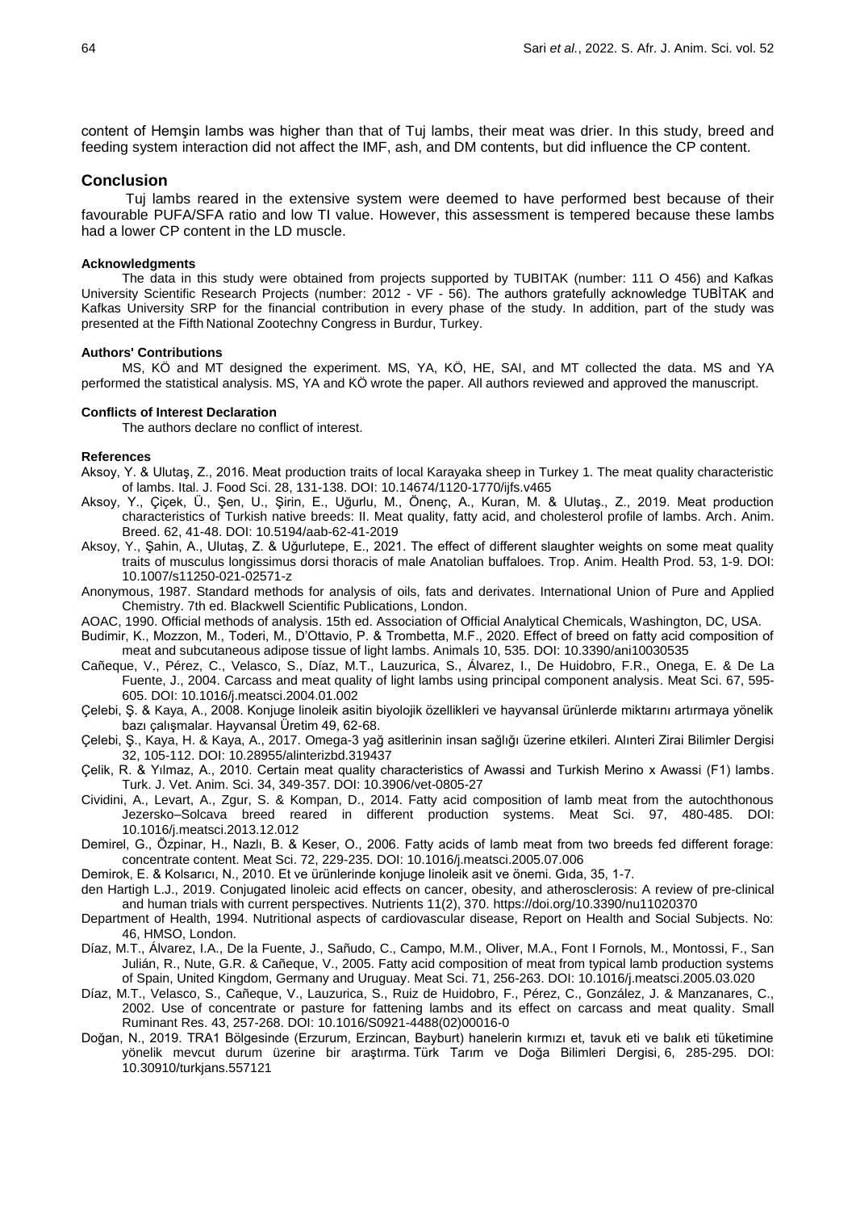content of Hemşin lambs was higher than that of Tuj lambs, their meat was drier. In this study, breed and feeding system interaction did not affect the IMF, ash, and DM contents, but did influence the CP content.

## Conclusion

Tuj lambs reared in the extensive system were deemed to have performed best because of their favourable PUFA/SFA ratio and low TI value. However, this assessment is tempered because these lambs had a lower CP content in the LD muscle.

#### Acknowledgments

The data in this study were obtained from projects supported by TUBITAK (number: 111 O 456) and Kafkas University Scientific Research Projects (number: 2012 - VF - 56). The authors gratefully acknowledge TUBİTAK and Kafkas University SRP for the financial contribution in every phase of the study. In addition, part of the study was presented at the Fifth National Zootechny Congress in Burdur, Turkey.

#### Authors' Contributions

MS, KÖ and MT designed the experiment. MS, YA, KÖ, HE, SAI, and MT collected the data. MS and YA performed the statistical analysis. MS, YA and KÖ wrote the paper. All authors reviewed and approved the manuscript.

#### Conflicts of Interest Declaration

The authors declare no conflict of interest.

#### References

Aksoy, Y. & Ulutaş, Z., 2016. Meat production traits of local Karayaka sheep in Turkey 1. The meat quality characteristic of lambs. Ital. J. Food Sci. 28, 131-138. DOI: 10.14674/1120-1770/ijfs.v465

Aksoy, Y., Çiçek, Ü., Şen, U., Şirin, E., Uğurlu, M., Önenç, A., Kuran, M. & Ulutaş., Z., 2019. Meat production characteristics of Turkish native breeds: II. Meat quality, fatty acid, and cholesterol profile of lambs. Arch. Anim. Breed. 62, 41-48. DOI: 10.5194/aab-62-41-2019

Aksoy, Y., Şahin, A., Ulutaş, Z. & Uğurlutepe, E., 2021. The effect of different slaughter weights on some meat quality traits of musculus longissimus dorsi thoracis of male Anatolian buffaloes. Trop. Anim. Health Prod. 53, 1-9. DOI: 10.1007/s11250-021-02571-z

Anonymous, 1987. Standard methods for analysis of oils, fats and derivates. International Union of Pure and Applied Chemistry. 7th ed. Blackwell Scientific Publications, London.

AOAC, 1990. Official methods of analysis. 15th ed. Association of Official Analytical Chemicals, Washington, DC, USA.

Budimir, K., Mozzon, M., Toderi, M., D'Ottavio, P. & Trombetta, M.F., 2020. Effect of breed on fatty acid composition of meat and subcutaneous adipose tissue of light lambs. Animals 10, 535. DOI: 10.3390/ani10030535

Cañeque, V., Pérez, C., Velasco, S., Díaz, M.T., Lauzurica, S., Álvarez, I., De Huidobro, F.R., Onega, E. & De La Fuente, J., 2004. Carcass and meat quality of light lambs using principal component analysis. Meat Sci. 67, 595-605. DOI: 10.1016/j.meatsci.2004.01.002

Çelebi, Ş. & Kaya, A., 2008. Konjuge linoleik asitin biyolojik özellikleri ve hayvansal ürünlerde miktarını artırmaya yönelik bazı çalışmalar. Hayvansal Üretim 49, 62-68.

Çelebi, Ş., Kaya, H. & Kaya, A., 2017. Omega-3 yağ asitlerinin insan sağlığı üzerine etkileri. Alınteri Zirai Bilimler Dergisi 32, 105-112. DOI: 10.28955/alinterizbd.319437

Çelik, R. & Yılmaz, A., 2010. Certain meat quality characteristics of Awassi and Turkish Merino x Awassi (F1) lambs. Turk. J. Vet. Anim. Sci. 34, 349-357. DOI: 10.3906/vet-0805-27

Cividini, A., Levart, A., Zgur, S. & Kompan, D., 2014. Fatty acid composition of lamb meat from the autochthonous Jezersko–Solcava breed reared in different production systems. Meat Sci. 97, 480-485. DOI: 10.1016/j.meatsci.2013.12.012

Demirel, G., Özpinar, H., Nazlı, B. & Keser, O., 2006. Fatty acids of lamb meat from two breeds fed different forage: concentrate content. Meat Sci. 72, 229-235. DOI: 10.1016/j.meatsci.2005.07.006

Demirok, E. & Kolsarıcı, N., 2010. Et ve ürünlerinde konjuge linoleik asit ve önemi. Gıda, 35, 1-7.

den Hartigh L.J., 2019. Conjugated linoleic acid effects on cancer, obesity, and atherosclerosis: A review of pre-clinical and human trials with current perspectives. Nutrients 11(2), 370. https://doi.org/10.3390/nu11020370

Department of Health, 1994. Nutritional aspects of cardiovascular disease, Report on Health and Social Subjects. No: 46, HMSO, London.

Díaz, M.T., Álvarez, I.A., De la Fuente, J., Sañudo, C., Campo, M.M., Oliver, M.A., Font I Fornols, M., Montossi, F., San Julián, R., Nute, G.R. & Cañeque, V., 2005. Fatty acid composition of meat from typical lamb production systems of Spain, United Kingdom, Germany and Uruguay. Meat Sci. 71, 256-263. DOI: 10.1016/j.meatsci.2005.03.020

Díaz, M.T., Velasco, S., Cañeque, V., Lauzurica, S., Ruiz de Huidobro, F., Pérez, C., González, J. & Manzanares, C., 2002. Use of concentrate or pasture for fattening lambs and its effect on carcass and meat quality. Small Ruminant Res. 43, 257-268. DOI: 10.1016/S0921-4488(02)00016-0

Doğan, N., 2019. TRA1 Bölgesinde (Erzurum, Erzincan, Bayburt) hanelerin kırmızı et, tavuk eti ve balık eti tüketimine yönelik mevcut durum üzerine bir araştırma. Türk Tarım ve Doğa Bilimleri Dergisi, 6, 285-295. DOI: 10.30910/turkjans.557121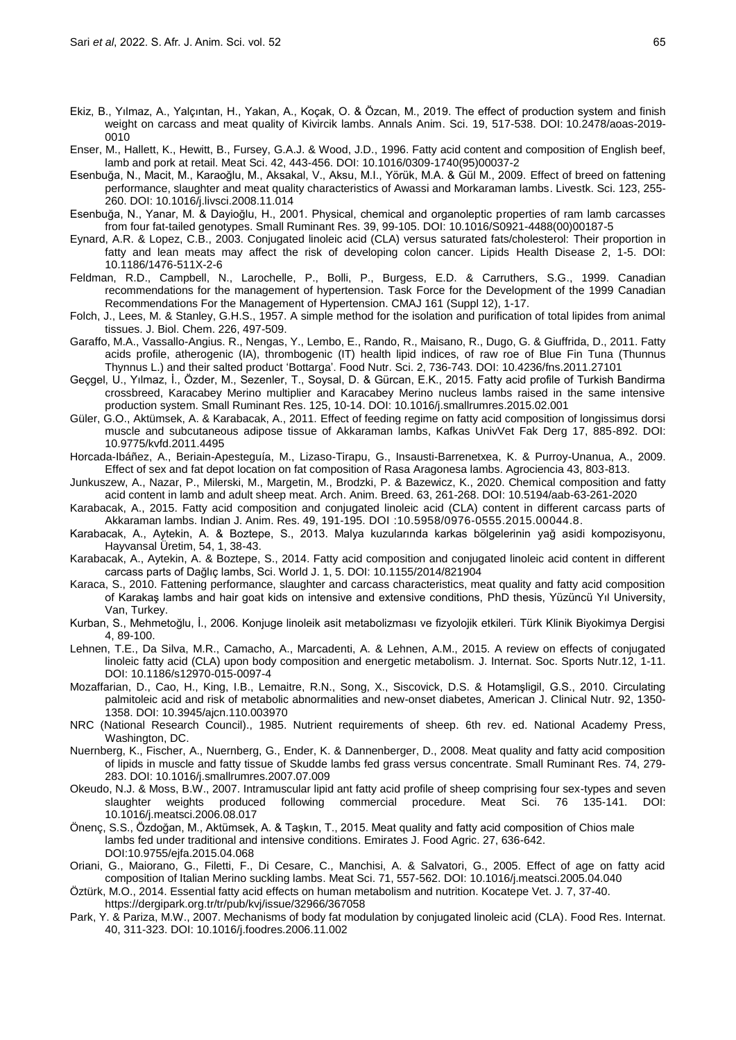Ekiz, B., Yılmaz, A., Yalçıntan, H., Yakan, A., Koçak, O. & Özcan, M., 2019. The effect of production system and finish weight on carcass and meat quality of Kivircik lambs. Annals Anim. Sci. 19, 517-538. DOI: 10.2478/aoas-2019-0010

Enser, M., Hallett, K., Hewitt, B., Fursey, G.A.J. & Wood, J.D., 1996. Fatty acid content and composition of English beef, lamb and pork at retail. Meat Sci. 42, 443-456. DOI: 10.1016/0309-1740(95)00037-2

Esenbuğa, N., Macit, M., Karaoğlu, M., Aksakal, V., Aksu, M.I., Yörük, M.A. & Gül M., 2009. Effect of breed on fattening performance, slaughter and meat quality characteristics of Awassi and Morkaraman lambs. Livestk. Sci. 123, 255-260. DOI: 10.1016/j.livsci.2008.11.014

Esenbuğa, N., Yanar, M. & Dayioğlu, H., 2001. Physical, chemical and organoleptic properties of ram lamb carcasses from four fat-tailed genotypes. Small Ruminant Res. 39, 99-105. DOI: 10.1016/S0921-4488(00)00187-5

Eynard, A.R. & Lopez, C.B., 2003. Conjugated linoleic acid (CLA) versus saturated fats/cholesterol: Their proportion in fatty and lean meats may affect the risk of developing colon cancer. Lipids Health Disease 2, 1-5. DOI: 10.1186/1476-511X-2-6

Feldman, R.D., Campbell, N., Larochelle, P., Bolli, P., Burgess, E.D. & Carruthers, S.G., 1999. Canadian recommendations for the management of hypertension. Task Force for the Development of the 1999 Canadian Recommendations For the Management of Hypertension. CMAJ 161 (Suppl 12), 1-17.

Folch, J., Lees, M. & Stanley, G.H.S., 1957. A simple method for the isolation and purification of total lipides from animal tissues. J. Biol. Chem. 226, 497-509.

Garaffo, M.A., Vassallo-Angius. R., Nengas, Y., Lembo, E., Rando, R., Maisano, R., Dugo, G. & Giuffrida, D., 2011. Fatty acids profile, atherogenic (IA), thrombogenic (IT) health lipid indices, of raw roe of Blue Fin Tuna (Thunnus Thynnus L.) and their salted product 'Bottarga'. Food Nutr. Sci. 2, 736-743. DOI: 10.4236/fns.2011.27101

Geçgel, U., Yılmaz, İ., Özder, M., Sezenler, T., Soysal, D. & Gürcan, E.K., 2015. Fatty acid profile of Turkish Bandirma crossbreed, Karacabey Merino multiplier and Karacabey Merino nucleus lambs raised in the same intensive production system. Small Ruminant Res. 125, 10-14. DOI: 10.1016/j.smallrumres.2015.02.001

Güler, G.O., Aktümsek, A. & Karabacak, A., 2011. Effect of feeding regime on fatty acid composition of longissimus dorsi muscle and subcutaneous adipose tissue of Akkaraman lambs, Kafkas UnivVet Fak Derg 17, 885-892. DOI: 10.9775/kvfd.2011.4495

Horcada-Ibáñez, A., Beriain-Apesteguía, M., Lizaso-Tirapu, G., Insausti-Barrenetxea, K. & Purroy-Unanua, A., 2009. Effect of sex and fat depot location on fat composition of Rasa Aragonesa lambs. Agrociencia 43, 803-813.

Junkuszew, A., Nazar, P., Milerski, M., Margetin, M., Brodzki, P. & Bazewicz, K., 2020. Chemical composition and fatty acid content in lamb and adult sheep meat. Arch. Anim. Breed. 63, 261-268. DOI: 10.5194/aab-63-261-2020

Karabacak, A., 2015. Fatty acid composition and conjugated linoleic acid (CLA) content in different carcass parts of Akkaraman lambs. Indian J. Anim. Res. 49, 191-195. DOI :10.5958/0976-0555.2015.00044.8.

Karabacak, A., Aytekin, A. & Boztepe, S., 2013. Malya kuzularında karkas bölgelerinin yağ asidi kompozisyonu, Hayvansal Üretim, 54, 1, 38-43.

Karabacak, A., Aytekin, A. & Boztepe, S., 2014. Fatty acid composition and conjugated linoleic acid content in different carcass parts of Dağlıç lambs, Sci. World J. 1, 5. DOI: 10.1155/2014/821904

Karaca, S., 2010. Fattening performance, slaughter and carcass characteristics, meat quality and fatty acid composition of Karakaş lambs and hair goat kids on intensive and extensive conditions, PhD thesis, Yüzüncü Yıl University, Van, Turkey.

Kurban, S., Mehmetoğlu, İ., 2006. Konjuge linoleik asit metabolizması ve fizyolojik etkileri. Türk Klinik Biyokimya Dergisi 4, 89-100.

Lehnen, T.E., Da Silva, M.R., Camacho, A., Marcadenti, A. & Lehnen, A.M., 2015. A review on effects of conjugated linoleic fatty acid (CLA) upon body composition and energetic metabolism. J. Internat. Soc. Sports Nutr.12, 1-11. DOI: 10.1186/s12970-015-0097-4

Mozaffarian, D., Cao, H., King, I.B., Lemaitre, R.N., Song, X., Siscovick, D.S. & Hotamşligil, G.S., 2010. Circulating palmitoleic acid and risk of metabolic abnormalities and new-onset diabetes, American J. Clinical Nutr. 92, 1350-1358. DOI: 10.3945/ajcn.110.003970

NRC (National Research Council)., 1985. Nutrient requirements of sheep. 6th rev. ed. National Academy Press, Washington, DC.

Nuernberg, K., Fischer, A., Nuernberg, G., Ender, K. & Dannenberger, D., 2008. Meat quality and fatty acid composition of lipids in muscle and fatty tissue of Skudde lambs fed grass versus concentrate. Small Ruminant Res. 74, 279-283. DOI: 10.1016/j.smallrumres.2007.07.009

Okeudo, N.J. & Moss, B.W., 2007. Intramuscular lipid ant fatty acid profile of sheep comprising four sex-types and seven slaughter weights produced following commercial procedure. Meat Sci. 76 135-141. DOI: 10.1016/j.meatsci.2006.08.017

Önenç, S.S., Özdoğan, M., Aktümsek, A. & Taşkın, T., 2015. Meat quality and fatty acid composition of Chios male lambs fed under traditional and intensive conditions. Emirates J. Food Agric. 27, 636-642. DOI:10.9755/ejfa.2015.04.068

Oriani, G., Maiorano, G., Filetti, F., Di Cesare, C., Manchisi, A. & Salvatori, G., 2005. Effect of age on fatty acid composition of Italian Merino suckling lambs. Meat Sci. 71, 557-562. DOI: 10.1016/j.meatsci.2005.04.040

Öztürk, M.O., 2014. Essential fatty acid effects on human metabolism and nutrition. Kocatepe Vet. J. 7, 37-40. https://dergipark.org.tr/tr/pub/kvj/issue/32966/367058

Park, Y. & Pariza, M.W., 2007. Mechanisms of body fat modulation by conjugated linoleic acid (CLA). Food Res. Internat. 40, 311-323. DOI: 10.1016/j.foodres.2006.11.002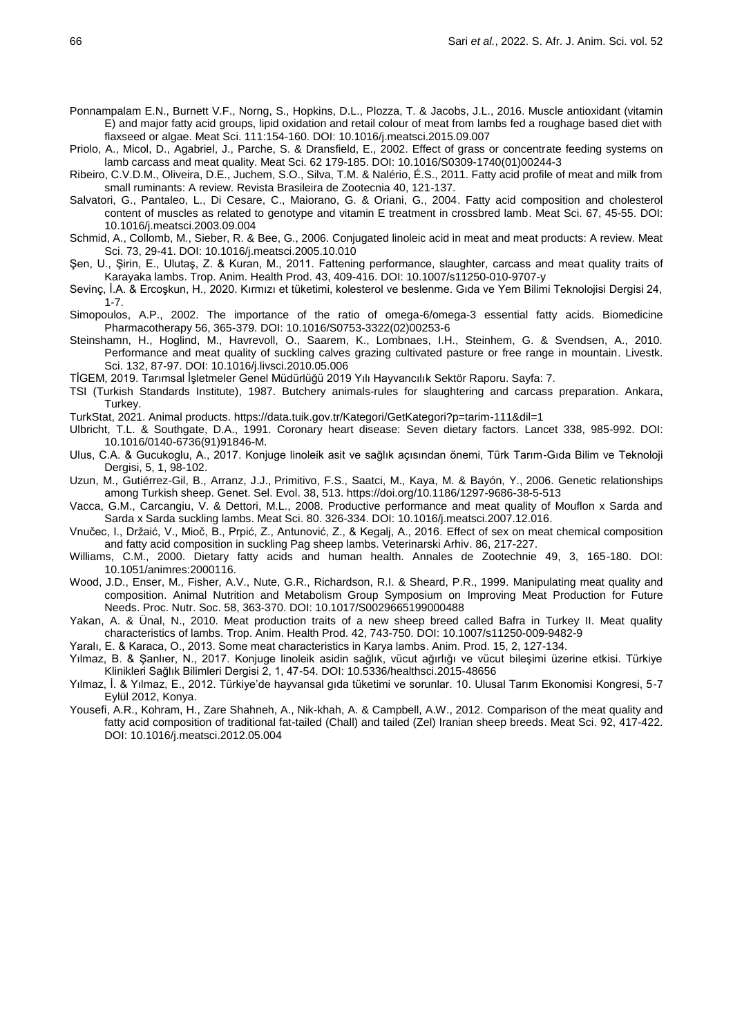Ponnampalam E.N., Burnett V.F., Norng, S., Hopkins, D.L., Plozza, T. & Jacobs, J.L., 2016. Muscle antioxidant (vitamin E) and major fatty acid groups, lipid oxidation and retail colour of meat from lambs fed a roughage based diet with flaxseed or algae. Meat Sci. 111:154-160. DOI: 10.1016/j.meatsci.2015.09.007

Priolo, A., Micol, D., Agabriel, J., Parche, S. & Dransfield, E., 2002. Effect of grass or concentrate feeding systems on lamb carcass and meat quality. Meat Sci. 62 179-185. DOI: 10.1016/S0309-1740(01)00244-3

Ribeiro, C.V.D.M., Oliveira, D.E., Juchem, S.O., Silva, T.M. & Nalério, É.S., 2011. Fatty acid profile of meat and milk from small ruminants: A review. Revista Brasileira de Zootecnia 40, 121-137.

Salvatori, G., Pantaleo, L., Di Cesare, C., Maiorano, G. & Oriani, G., 2004. Fatty acid composition and cholesterol content of muscles as related to genotype and vitamin E treatment in crossbred lamb. Meat Sci. 67, 45-55. DOI: 10.1016/j.meatsci.2003.09.004

Schmid, A., Collomb, M., Sieber, R. & Bee, G., 2006. Conjugated linoleic acid in meat and meat products: A review. Meat Sci. 73, 29-41. DOI: 10.1016/j.meatsci.2005.10.010

Şen, U., Şirin, E., Ulutaş, Z. & Kuran, M., 2011. Fattening performance, slaughter, carcass and meat quality traits of Karayaka lambs. Trop. Anim. Health Prod. 43, 409-416. DOI: 10.1007/s11250-010-9707-y

Sevinç, İ.A. & Ercoşkun, H., 2020. Kırmızı et tüketimi, kolesterol ve beslenme. Gıda ve Yem Bilimi Teknolojisi Dergisi 24, 1-7.

Simopoulos, A.P., 2002. The importance of the ratio of omega-6/omega-3 essential fatty acids. Biomedicine Pharmacotherapy 56, 365-379. DOI: 10.1016/S0753-3322(02)00253-6

Steinshamn, H., Hoglind, M., Havrevoll, O., Saarem, K., Lombnaes, I.H., Steinhem, G. & Svendsen, A., 2010. Performance and meat quality of suckling calves grazing cultivated pasture or free range in mountain. Livestk. Sci. 132, 87-97. DOI: 10.1016/j.livsci.2010.05.006

TİGEM, 2019. Tarımsal İşletmeler Genel Müdürlüğü 2019 Yılı Hayvancılık Sektör Raporu. Sayfa: 7.

TSI (Turkish Standards Institute), 1987. Butchery animals-rules for slaughtering and carcass preparation. Ankara, Turkey.

TurkStat, 2021. Animal products. https://data.tuik.gov.tr/Kategori/GetKategori?p=tarim-111&dil=1

Ulbricht, T.L. & Southgate, D.A., 1991. Coronary heart disease: Seven dietary factors. Lancet 338, 985-992. DOI: 10.1016/0140-6736(91)91846-M.

Ulus, C.A. & Gucukoglu, A., 2017. Konjuge linoleik asit ve sağlık açısından önemi, Türk Tarım-Gıda Bilim ve Teknoloji Dergisi, 5, 1, 98-102.

Uzun, M., Gutiérrez-Gil, B., Arranz, J.J., Primitivo, F.S., Saatci, M., Kaya, M. & Bayón, Y., 2006. Genetic relationships among Turkish sheep. Genet. Sel. Evol. 38, 513. https://doi.org/10.1186/1297-9686-38-5-513

Vacca, G.M., Carcangiu, V. & Dettori, M.L., 2008. Productive performance and meat quality of Mouflon x Sarda and Sarda x Sarda suckling lambs. Meat Sci. 80. 326-334. DOI: 10.1016/j.meatsci.2007.12.016.

Vnučec, I., Držaić, V., Mioč, B., Prpić, Z., Antunović, Z., & Kegalj, A., 2016. Effect of sex on meat chemical composition and fatty acid composition in suckling Pag sheep lambs. Veterinarski Arhiv. 86, 217-227.

Williams, C.M., 2000. Dietary fatty acids and human health. Annales de Zootechnie 49, 3, 165-180. DOI: 10.1051/animres:2000116.

Wood, J.D., Enser, M., Fisher, A.V., Nute, G.R., Richardson, R.I. & Sheard, P.R., 1999. Manipulating meat quality and composition. Animal Nutrition and Metabolism Group Symposium on Improving Meat Production for Future Needs. Proc. Nutr. Soc. 58, 363-370. DOI: 10.1017/S0029665199000488

Yakan, A. & Ünal, N., 2010. Meat production traits of a new sheep breed called Bafra in Turkey II. Meat quality characteristics of lambs. Trop. Anim. Health Prod. 42, 743-750. DOI: 10.1007/s11250-009-9482-9

Yaralı, E. & Karaca, O., 2013. Some meat characteristics in Karya lambs. Anim. Prod. 15, 2, 127-134.

Yılmaz, B. & Şanlıer, N., 2017. Konjuge linoleik asidin sağlık, vücut ağırlığı ve vücut bileşimi üzerine etkisi. Türkiye Klinikleri Sağlık Bilimleri Dergisi 2, 1, 47-54. DOI: 10.5336/healthsci.2015-48656

Yılmaz, İ. & Yılmaz, E., 2012. Türkiye'de hayvansal gıda tüketimi ve sorunlar. 10. Ulusal Tarım Ekonomisi Kongresi, 5-7 Eylül 2012, Konya.

Yousefi, A.R., Kohram, H., Zare Shahneh, A., Nik-khah, A. & Campbell, A.W., 2012. Comparison of the meat quality and fatty acid composition of traditional fat-tailed (Chall) and tailed (Zel) Iranian sheep breeds. Meat Sci. 92, 417-422. DOI: 10.1016/j.meatsci.2012.05.004